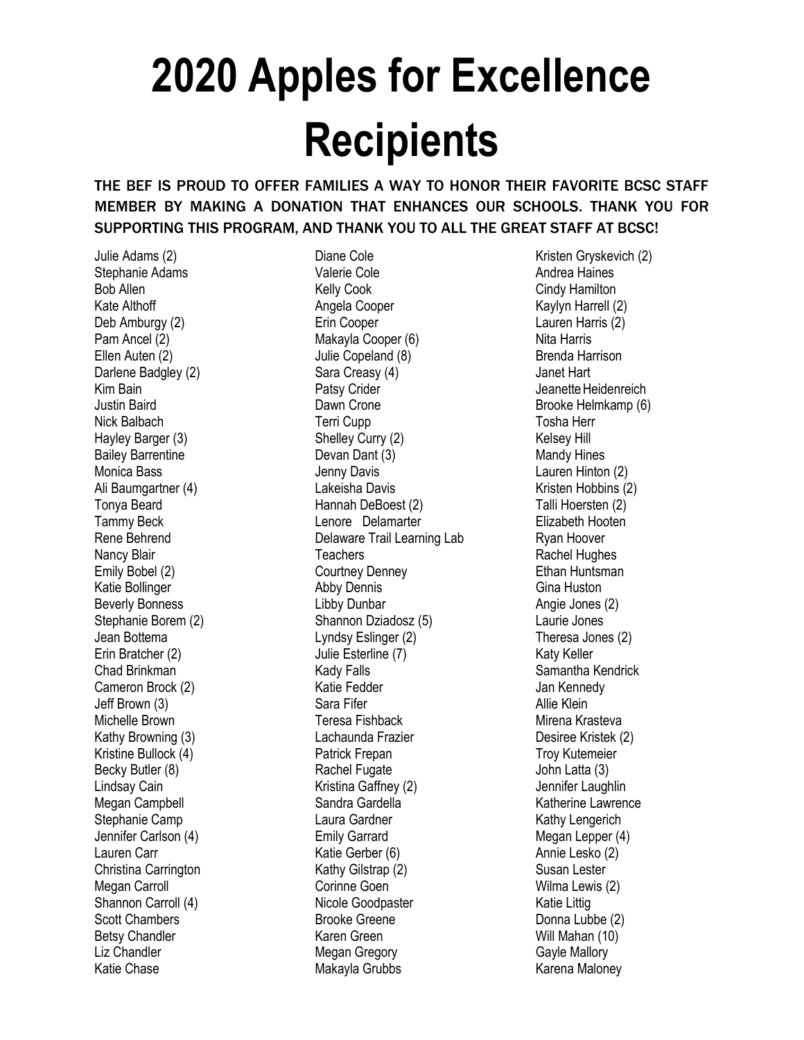# 2020 Apples for Excellence Recipients

THE BEF IS PROUD TO OFFER FAMILIES A WAY TO HONOR THEIR FAVORITE BCSC STAFF MEMBER BY MAKING A DONATION THAT ENHANCES OUR SCHOOLS. THANK YOU FOR SUPPORTING THIS PROGRAM, AND THANK YOU TO ALL THE GREAT STAFF AT BCSC!

Julie Adams (2)
Stephanie Adams
Bob Allen
Kate Althoff
Deb Amburgy (2)
Pam Ancel (2)
Ellen Auten (2)
Darlene Badgley (2)
Kim Bain
Justin Baird
Nick Balbach
Hayley Barger (3)
Bailey Barrentine
Monica Bass
Ali Baumgartner (4)
Tonya Beard
Tammy Beck
Rene Behrend
Nancy Blair
Emily Bobel (2)
Katie Bollinger
Beverly Bonness
Stephanie Borem (2)
Jean Bottema
Erin Bratcher (2)
Chad Brinkman
Cameron Brock (2)
Jeff Brown (3)
Michelle Brown
Kathy Browning (3)
Kristine Bullock (4)
Becky Butler (8)
Lindsay Cain
Megan Campbell
Stephanie Camp
Jennifer Carlson (4)
Lauren Carr
Christina Carrington
Megan Carroll
Shannon Carroll (4)
Scott Chambers
Betsy Chandler
Liz Chandler
Katie Chase

Diane Cole
Valerie Cole
Kelly Cook
Angela Cooper
Erin Cooper
Makayla Cooper (6)
Julie Copeland (8)
Sara Creasy (4)
Patsy Crider
Dawn Crone
Terri Cupp
Shelley Curry (2)
Devan Dant (3)
Jenny Davis
Lakeisha Davis
Hannah DeBoest (2)
Lenore Delamarter
Delaware Trail Learning Lab Teachers
Courtney Denney
Abby Dennis
Libby Dunbar
Shannon Dziadosz (5)
Lyndsy Eslinger (2)
Julie Esterline (7)
Kady Falls
Katie Fedder
Sara Fifer
Teresa Fishback
Lachaunda Frazier
Patrick Frepan
Rachel Fugate
Kristina Gaffney (2)
Sandra Gardella
Laura Gardner
Emily Garrard
Katie Gerber (6)
Kathy Gilstrap (2)
Corinne Goen
Nicole Goodpaster
Brooke Greene
Karen Green
Megan Gregory
Makayla Grubbs

Kristen Gryskevich (2)
Andrea Haines
Cindy Hamilton
Kaylyn Harrell (2)
Lauren Harris (2)
Nita Harris
Brenda Harrison
Janet Hart
Jeanette Heidenreich
Brooke Helmkamp (6)
Tosha Herr
Kelsey Hill
Mandy Hines
Lauren Hinton (2)
Kristen Hobbins (2)
Talli Hoersten (2)
Elizabeth Hooten
Ryan Hoover
Rachel Hughes
Ethan Huntsman
Gina Huston
Angie Jones (2)
Laurie Jones
Theresa Jones (2)
Katy Keller
Samantha Kendrick
Jan Kennedy
Allie Klein
Mirena Krasteva
Desiree Kristek (2)
Troy Kutemeier
John Latta (3)
Jennifer Laughlin
Katherine Lawrence
Kathy Lengerich
Megan Lepper (4)
Annie Lesko (2)
Susan Lester
Wilma Lewis (2)
Katie Littig
Donna Lubbe (2)
Will Mahan (10)
Gayle Mallory
Karena Maloney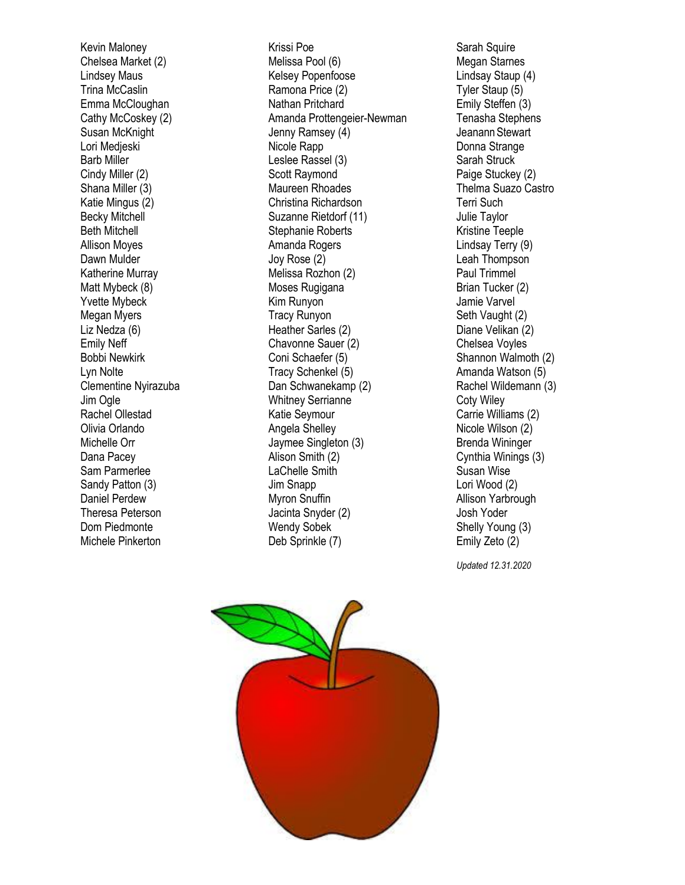Kevin Maloney
Chelsea Market (2)
Lindsey Maus
Trina McCaslin
Emma McCloughan
Cathy McCoskey (2)
Susan McKnight
Lori Medjeski
Barb Miller
Cindy Miller (2)
Shana Miller (3)
Katie Mingus (2)
Becky Mitchell
Beth Mitchell
Allison Moyes
Dawn Mulder
Katherine Murray
Matt Mybeck (8)
Yvette Mybeck
Megan Myers
Liz Nedza (6)
Emily Neff
Bobbi Newkirk
Lyn Nolte
Clementine Nyirazuba
Jim Ogle
Rachel Ollestad
Olivia Orlando
Michelle Orr
Dana Pacey
Sam Parmerlee
Sandy Patton (3)
Daniel Perdew
Theresa Peterson
Dom Piedmonte
Michele Pinkerton

Krissi Poe
Melissa Pool (6)
Kelsey Popenfoose
Ramona Price (2)
Nathan Pritchard
Amanda Prottengeier-Newman
Jenny Ramsey (4)
Nicole Rapp
Leslee Rassel (3)
Scott Raymond
Maureen Rhoades
Christina Richardson
Suzanne Rietdorf (11)
Stephanie Roberts
Amanda Rogers
Joy Rose (2)
Melissa Rozhon (2)
Moses Rugigana
Kim Runyon
Tracy Runyon
Heather Sarles (2)
Chavonne Sauer (2)
Coni Schaefer (5)
Tracy Schenkel (5)
Dan Schwanekamp (2)
Whitney Serrianne
Katie Seymour
Angela Shelley
Jaymee Singleton (3)
Alison Smith (2)
LaChelle Smith
Jim Snapp
Myron Snuffin
Jacinta Snyder (2)
Wendy Sobek
Deb Sprinkle (7)

Sarah Squire
Megan Starnes
Lindsay Staup (4)
Tyler Staup (5)
Emily Steffen (3)
Tenasha Stephens
Jeanann Stewart
Donna Strange
Sarah Struck
Paige Stuckey (2)
Thelma Suazo Castro
Terri Such
Julie Taylor
Kristine Teeple
Lindsay Terry (9)
Leah Thompson
Paul Trimmel
Brian Tucker (2)
Jamie Varvel
Seth Vaught (2)
Diane Velikan (2)
Chelsea Voyles
Shannon Walmoth (2)
Amanda Watson (5)
Rachel Wildemann (3)
Coty Wiley
Carrie Williams (2)
Nicole Wilson (2)
Brenda Wininger
Cynthia Winings (3)
Susan Wise
Lori Wood (2)
Allison Yarbrough
Josh Yoder
Shelly Young (3)
Emily Zeto (2)

*Updated 12.31.2020*